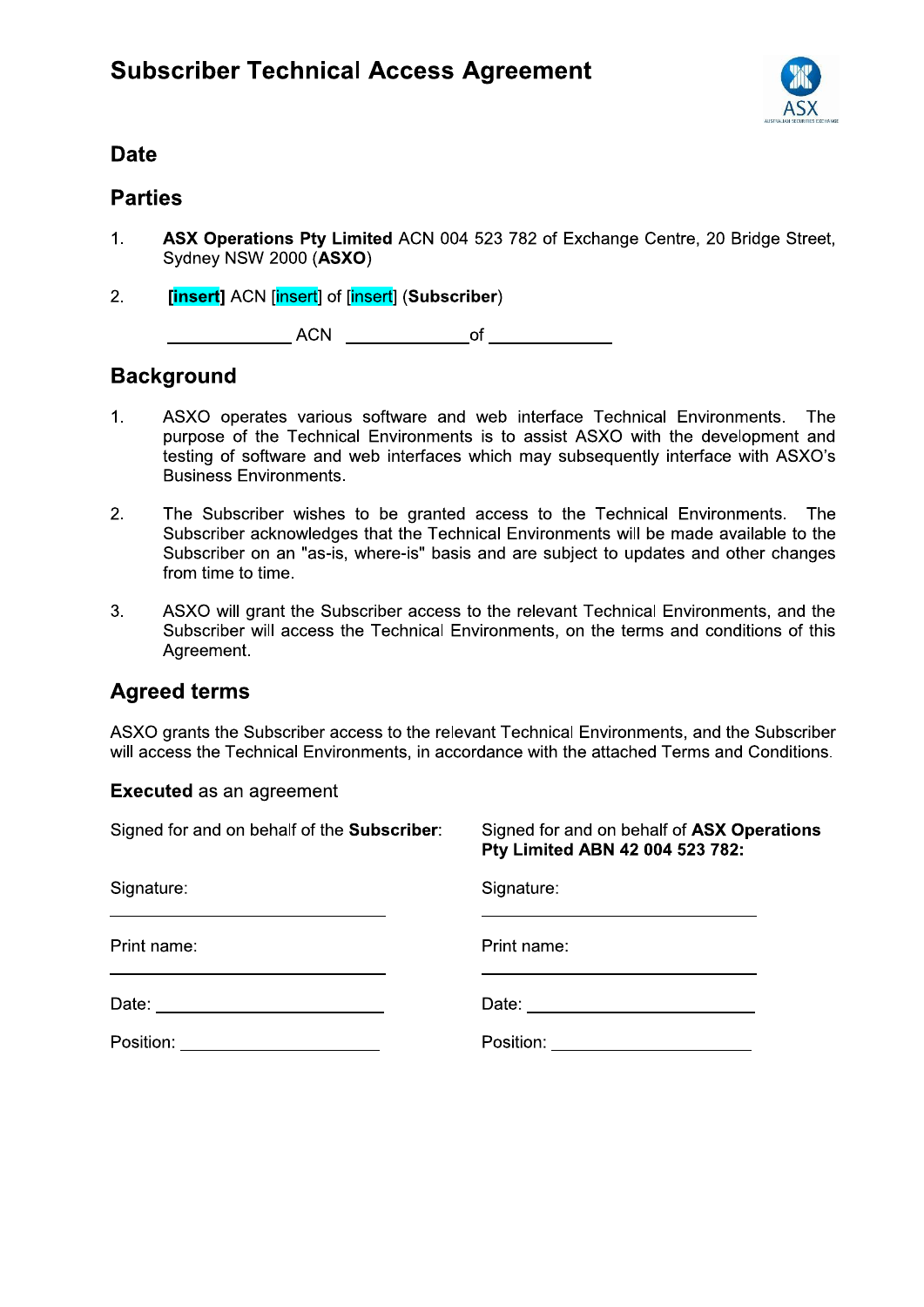# Subscriber Technical Access Agreement

## Date

## Parties

1. **ASX Operations Pty Limited** ACN 004 523 782 of Exchange Centre, 20 Bridge Street, Sydney NSW 2000 (**ASXO**)

2. **[insert]** ACN [insert] of [insert] (**Subscriber**)

   ______________ ACN ______________ of ______________

## Background

1. ASXO operates various software and web interface Technical Environments. The purpose of the Technical Environments is to assist ASXO with the development and testing of software and web interfaces which may subsequently interface with ASXO's Business Environments.

2. The Subscriber wishes to be granted access to the Technical Environments. The Subscriber acknowledges that the Technical Environments will be made available to the Subscriber on an "as-is, where-is" basis and are subject to updates and other changes from time to time.

3. ASXO will grant the Subscriber access to the relevant Technical Environments, and the Subscriber will access the Technical Environments, on the terms and conditions of this Agreement.

## Agreed terms

ASXO grants the Subscriber access to the relevant Technical Environments, and the Subscriber will access the Technical Environments, in accordance with the attached Terms and Conditions.

**Executed** as an agreement

Signed for and on behalf of the **Subscriber**:

Signature:

______________________________

Print name:

______________________________

Date: ______________________________

Position: ______________________________

Signed for and on behalf of **ASX Operations Pty Limited ABN 42 004 523 782:**

Signature:

______________________________

Print name:

______________________________

Date: ______________________________

Position: ______________________________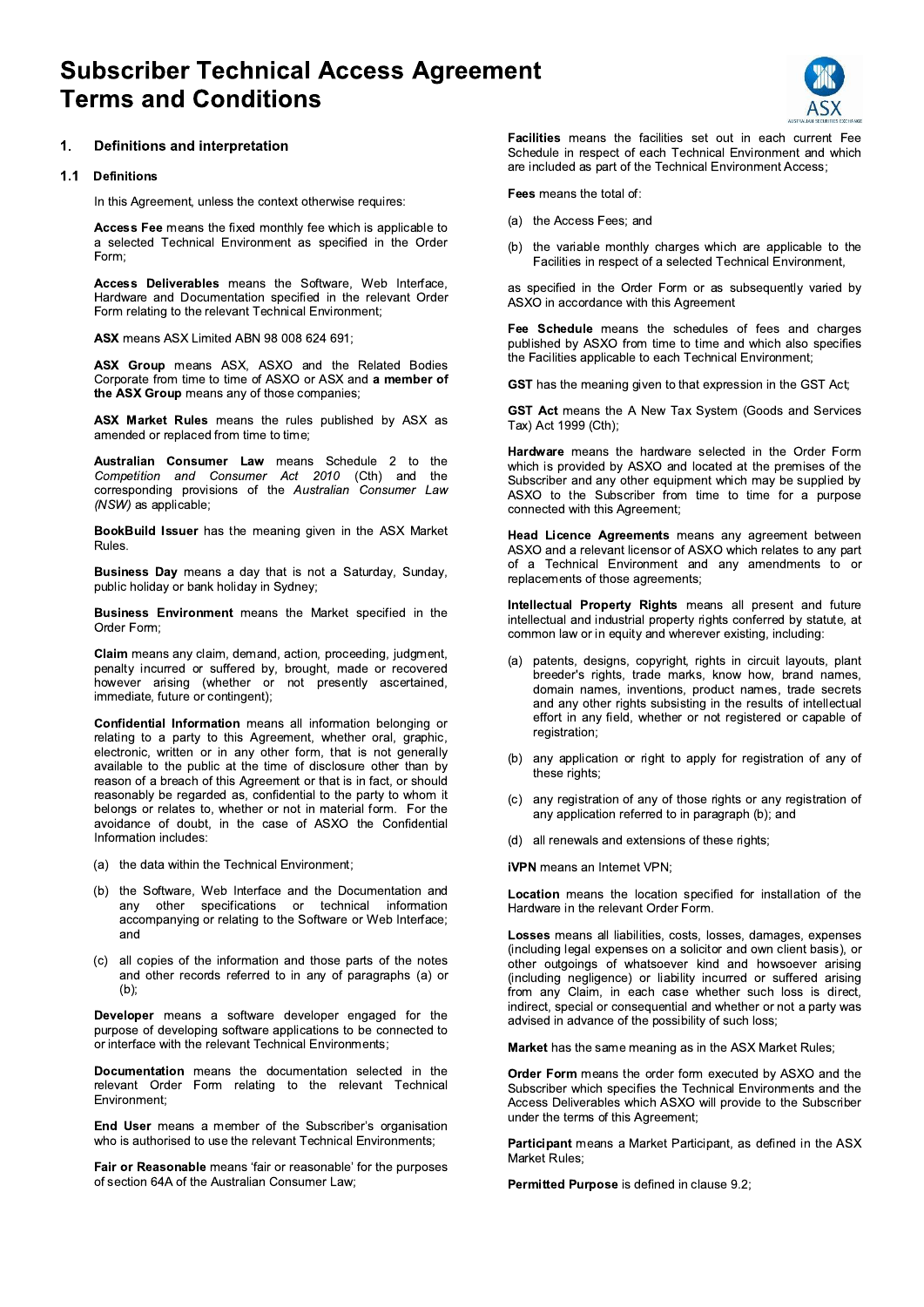# Subscriber Technical Access Agreement Terms and Conditions

## 1. Definitions and interpretation

### 1.1 Definitions

In this Agreement, unless the context otherwise requires:

**Access Fee** means the fixed monthly fee which is applicable to a selected Technical Environment as specified in the Order Form;

**Access Deliverables** means the Software, Web Interface, Hardware and Documentation specified in the relevant Order Form relating to the relevant Technical Environment;

**ASX** means ASX Limited ABN 98 008 624 691;

**ASX Group** means ASX, ASXO and the Related Bodies Corporate from time to time of ASXO or ASX and **a member of the ASX Group** means any of those companies;

**ASX Market Rules** means the rules published by ASX as amended or replaced from time to time;

**Australian Consumer Law** means Schedule 2 to the *Competition and Consumer Act 2010* (Cth) and the corresponding provisions of the *Australian Consumer Law (NSW)* as applicable;

**BookBuild Issuer** has the meaning given in the ASX Market Rules.

**Business Day** means a day that is not a Saturday, Sunday, public holiday or bank holiday in Sydney;

**Business Environment** means the Market specified in the Order Form;

**Claim** means any claim, demand, action, proceeding, judgment, penalty incurred or suffered by, brought, made or recovered however arising (whether or not presently ascertained, immediate, future or contingent);

**Confidential Information** means all information belonging or relating to a party to this Agreement, whether oral, graphic, electronic, written or in any other form, that is not generally available to the public at the time of disclosure other than by reason of a breach of this Agreement or that is in fact, or should reasonably be regarded as, confidential to the party to whom it belongs or relates to, whether or not in material form. For the avoidance of doubt, in the case of ASXO the Confidential Information includes:

(a) the data within the Technical Environment;

(b) the Software, Web Interface and the Documentation and any other specifications or technical information accompanying or relating to the Software or Web Interface; and

(c) all copies of the information and those parts of the notes and other records referred to in any of paragraphs (a) or (b);

**Developer** means a software developer engaged for the purpose of developing software applications to be connected to or interface with the relevant Technical Environments;

**Documentation** means the documentation selected in the relevant Order Form relating to the relevant Technical Environment;

**End User** means a member of the Subscriber's organisation who is authorised to use the relevant Technical Environments;

**Fair or Reasonable** means 'fair or reasonable' for the purposes of section 64A of the Australian Consumer Law;

**Facilities** means the facilities set out in each current Fee Schedule in respect of each Technical Environment and which are included as part of the Technical Environment Access;

**Fees** means the total of:

(a) the Access Fees; and

(b) the variable monthly charges which are applicable to the Facilities in respect of a selected Technical Environment,

as specified in the Order Form or as subsequently varied by ASXO in accordance with this Agreement

**Fee Schedule** means the schedules of fees and charges published by ASXO from time to time and which also specifies the Facilities applicable to each Technical Environment;

**GST** has the meaning given to that expression in the GST Act;

**GST Act** means the A New Tax System (Goods and Services Tax) Act 1999 (Cth);

**Hardware** means the hardware selected in the Order Form which is provided by ASXO and located at the premises of the Subscriber and any other equipment which may be supplied by ASXO to the Subscriber from time to time for a purpose connected with this Agreement;

**Head Licence Agreements** means any agreement between ASXO and a relevant licensor of ASXO which relates to any part of a Technical Environment and any amendments to or replacements of those agreements;

**Intellectual Property Rights** means all present and future intellectual and industrial property rights conferred by statute, at common law or in equity and wherever existing, including:

(a) patents, designs, copyright, rights in circuit layouts, plant breeder's rights, trade marks, know how, brand names, domain names, inventions, product names, trade secrets and any other rights subsisting in the results of intellectual effort in any field, whether or not registered or capable of registration;

(b) any application or right to apply for registration of any of these rights;

(c) any registration of any of those rights or any registration of any application referred to in paragraph (b); and

(d) all renewals and extensions of these rights;

**iVPN** means an Internet VPN;

**Location** means the location specified for installation of the Hardware in the relevant Order Form.

**Losses** means all liabilities, costs, losses, damages, expenses (including legal expenses on a solicitor and own client basis), or other outgoings of whatsoever kind and howsoever arising (including negligence) or liability incurred or suffered arising from any Claim, in each case whether such loss is direct, indirect, special or consequential and whether or not a party was advised in advance of the possibility of such loss;

**Market** has the same meaning as in the ASX Market Rules;

**Order Form** means the order form executed by ASXO and the Subscriber which specifies the Technical Environments and the Access Deliverables which ASXO will provide to the Subscriber under the terms of this Agreement;

**Participant** means a Market Participant, as defined in the ASX Market Rules;

**Permitted Purpose** is defined in clause 9.2;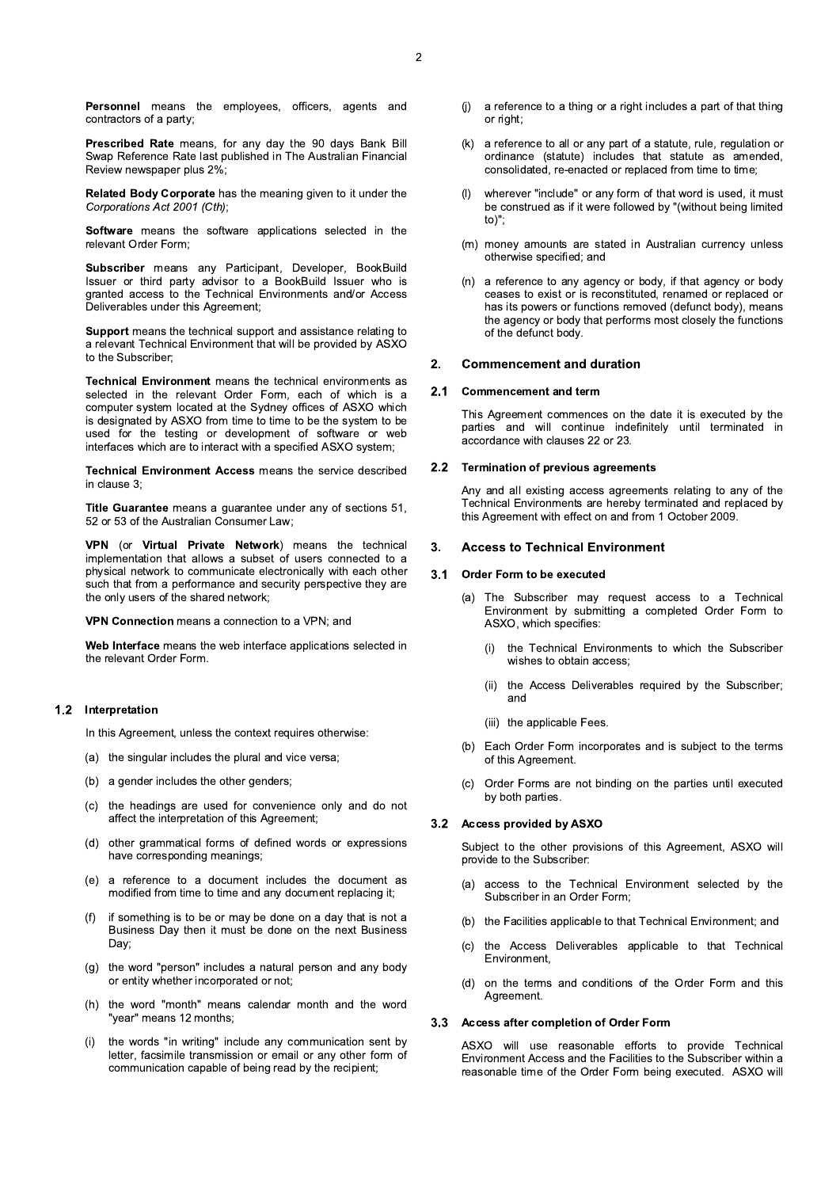**Personnel** means the employees, officers, agents and contractors of a party;

**Prescribed Rate** means, for any day the 90 days Bank Bill Swap Reference Rate last published in The Australian Financial Review newspaper plus 2%;

**Related Body Corporate** has the meaning given to it under the *Corporations Act 2001 (Cth)*;

**Software** means the software applications selected in the relevant Order Form;

**Subscriber** means any Participant, Developer, BookBuild Issuer or third party advisor to a BookBuild Issuer who is granted access to the Technical Environments and/or Access Deliverables under this Agreement;

**Support** means the technical support and assistance relating to a relevant Technical Environment that will be provided by ASXO to the Subscriber;

**Technical Environment** means the technical environments as selected in the relevant Order Form, each of which is a computer system located at the Sydney offices of ASXO which is designated by ASXO from time to time to be the system to be used for the testing or development of software or web interfaces which are to interact with a specified ASXO system;

**Technical Environment Access** means the service described in clause 3;

**Title Guarantee** means a guarantee under any of sections 51, 52 or 53 of the Australian Consumer Law;

**VPN** (or **Virtual Private Network**) means the technical implementation that allows a subset of users connected to a physical network to communicate electronically with each other such that from a performance and security perspective they are the only users of the shared network;

**VPN Connection** means a connection to a VPN; and

**Web Interface** means the web interface applications selected in the relevant Order Form.

### 1.2 Interpretation

In this Agreement, unless the context requires otherwise:

(a) the singular includes the plural and vice versa;

(b) a gender includes the other genders;

(c) the headings are used for convenience only and do not affect the interpretation of this Agreement;

(d) other grammatical forms of defined words or expressions have corresponding meanings;

(e) a reference to a document includes the document as modified from time to time and any document replacing it;

(f) if something is to be or may be done on a day that is not a Business Day then it must be done on the next Business Day;

(g) the word "person" includes a natural person and any body or entity whether incorporated or not;

(h) the word "month" means calendar month and the word "year" means 12 months;

(i) the words "in writing" include any communication sent by letter, facsimile transmission or email or any other form of communication capable of being read by the recipient;

(j) a reference to a thing or a right includes a part of that thing or right;

(k) a reference to all or any part of a statute, rule, regulation or ordinance (statute) includes that statute as amended, consolidated, re-enacted or replaced from time to time;

(l) wherever "include" or any form of that word is used, it must be construed as if it were followed by "(without being limited to)";

(m) money amounts are stated in Australian currency unless otherwise specified; and

(n) a reference to any agency or body, if that agency or body ceases to exist or is reconstituted, renamed or replaced or has its powers or functions removed (defunct body), means the agency or body that performs most closely the functions of the defunct body.

## 2. Commencement and duration

### 2.1 Commencement and term

This Agreement commences on the date it is executed by the parties and will continue indefinitely until terminated in accordance with clauses 22 or 23.

### 2.2 Termination of previous agreements

Any and all existing access agreements relating to any of the Technical Environments are hereby terminated and replaced by this Agreement with effect on and from 1 October 2009.

## 3. Access to Technical Environment

### 3.1 Order Form to be executed

(a) The Subscriber may request access to a Technical Environment by submitting a completed Order Form to ASXO, which specifies:

(i) the Technical Environments to which the Subscriber wishes to obtain access;

(ii) the Access Deliverables required by the Subscriber; and

(iii) the applicable Fees.

(b) Each Order Form incorporates and is subject to the terms of this Agreement.

(c) Order Forms are not binding on the parties until executed by both parties.

### 3.2 Access provided by ASXO

Subject to the other provisions of this Agreement, ASXO will provide to the Subscriber:

(a) access to the Technical Environment selected by the Subscriber in an Order Form;

(b) the Facilities applicable to that Technical Environment; and

(c) the Access Deliverables applicable to that Technical Environment,

(d) on the terms and conditions of the Order Form and this Agreement.

### 3.3 Access after completion of Order Form

ASXO will use reasonable efforts to provide Technical Environment Access and the Facilities to the Subscriber within a reasonable time of the Order Form being executed. ASXO will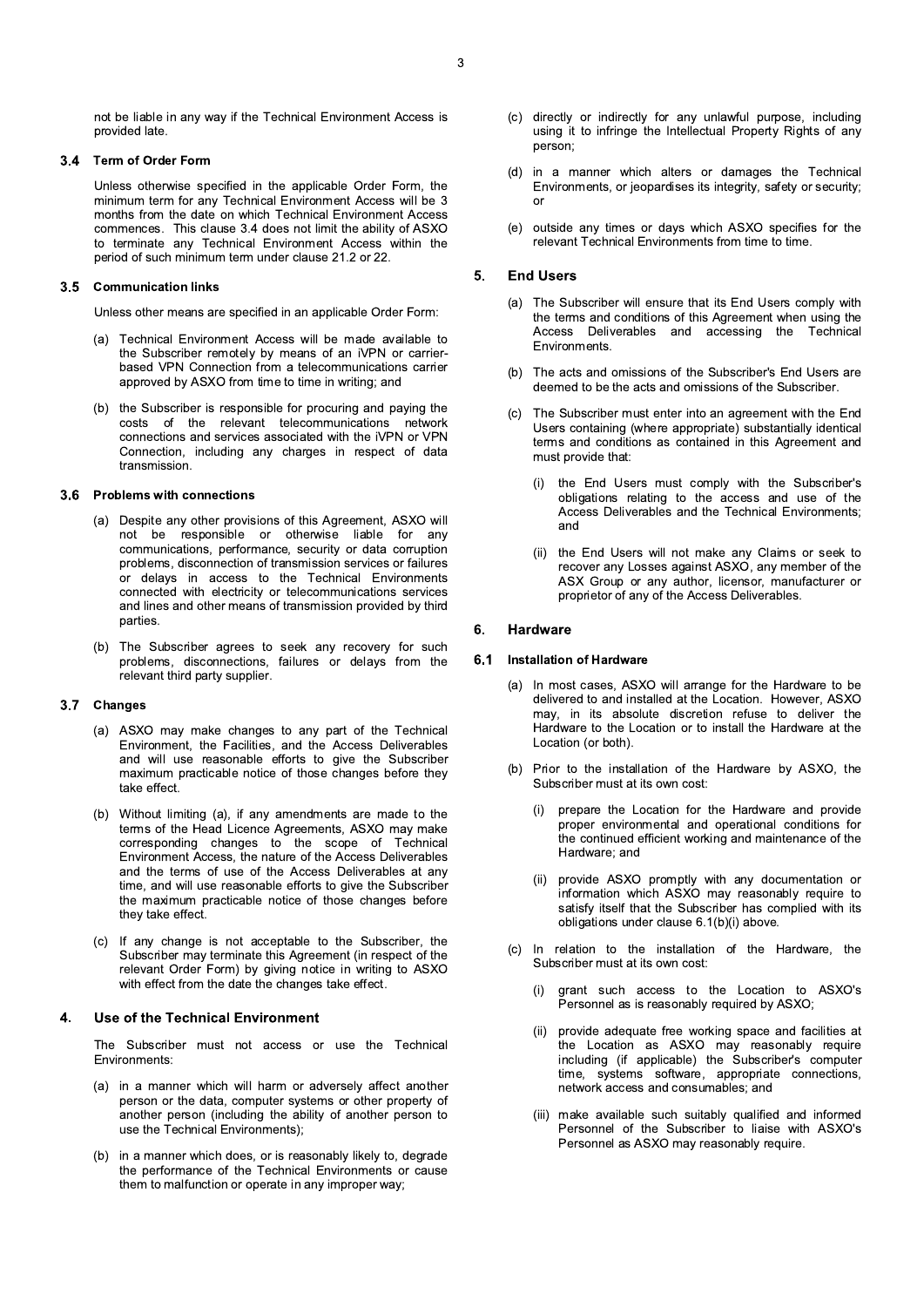not be liable in any way if the Technical Environment Access is provided late.

### 3.4 Term of Order Form

Unless otherwise specified in the applicable Order Form, the minimum term for any Technical Environment Access will be 3 months from the date on which Technical Environment Access commences. This clause 3.4 does not limit the ability of ASXO to terminate any Technical Environment Access within the period of such minimum term under clause 21.2 or 22.

### 3.5 Communication links

Unless other means are specified in an applicable Order Form:

(a) Technical Environment Access will be made available to the Subscriber remotely by means of an iVPN or carrier-based VPN Connection from a telecommunications carrier approved by ASXO from time to time in writing; and

(b) the Subscriber is responsible for procuring and paying the costs of the relevant telecommunications network connections and services associated with the iVPN or VPN Connection, including any charges in respect of data transmission.

### 3.6 Problems with connections

(a) Despite any other provisions of this Agreement, ASXO will not be responsible or otherwise liable for any communications, performance, security or data corruption problems, disconnection of transmission services or failures or delays in access to the Technical Environments connected with electricity or telecommunications services and lines and other means of transmission provided by third parties.

(b) The Subscriber agrees to seek any recovery for such problems, disconnections, failures or delays from the relevant third party supplier.

### 3.7 Changes

(a) ASXO may make changes to any part of the Technical Environment, the Facilities, and the Access Deliverables and will use reasonable efforts to give the Subscriber maximum practicable notice of those changes before they take effect.

(b) Without limiting (a), if any amendments are made to the terms of the Head Licence Agreements, ASXO may make corresponding changes to the scope of Technical Environment Access, the nature of the Access Deliverables and the terms of use of the Access Deliverables at any time, and will use reasonable efforts to give the Subscriber the maximum practicable notice of those changes before they take effect.

(c) If any change is not acceptable to the Subscriber, the Subscriber may terminate this Agreement (in respect of the relevant Order Form) by giving notice in writing to ASXO with effect from the date the changes take effect.

## 4. Use of the Technical Environment

The Subscriber must not access or use the Technical Environments:

(a) in a manner which will harm or adversely affect another person or the data, computer systems or other property of another person (including the ability of another person to use the Technical Environments);

(b) in a manner which does, or is reasonably likely to, degrade the performance of the Technical Environments or cause them to malfunction or operate in any improper way;

(c) directly or indirectly for any unlawful purpose, including using it to infringe the Intellectual Property Rights of any person;

(d) in a manner which alters or damages the Technical Environments, or jeopardises its integrity, safety or security; or

(e) outside any times or days which ASXO specifies for the relevant Technical Environments from time to time.

## 5. End Users

(a) The Subscriber will ensure that its End Users comply with the terms and conditions of this Agreement when using the Access Deliverables and accessing the Technical Environments.

(b) The acts and omissions of the Subscriber's End Users are deemed to be the acts and omissions of the Subscriber.

(c) The Subscriber must enter into an agreement with the End Users containing (where appropriate) substantially identical terms and conditions as contained in this Agreement and must provide that:

(i) the End Users must comply with the Subscriber's obligations relating to the access and use of the Access Deliverables and the Technical Environments; and

(ii) the End Users will not make any Claims or seek to recover any Losses against ASXO, any member of the ASX Group or any author, licensor, manufacturer or proprietor of any of the Access Deliverables.

## 6. Hardware

### 6.1 Installation of Hardware

(a) In most cases, ASXO will arrange for the Hardware to be delivered to and installed at the Location. However, ASXO may, in its absolute discretion refuse to deliver the Hardware to the Location or to install the Hardware at the Location (or both).

(b) Prior to the installation of the Hardware by ASXO, the Subscriber must at its own cost:

(i) prepare the Location for the Hardware and provide proper environmental and operational conditions for the continued efficient working and maintenance of the Hardware; and

(ii) provide ASXO promptly with any documentation or information which ASXO may reasonably require to satisfy itself that the Subscriber has complied with its obligations under clause 6.1(b)(i) above.

(c) In relation to the installation of the Hardware, the Subscriber must at its own cost:

(i) grant such access to the Location to ASXO's Personnel as is reasonably required by ASXO;

(ii) provide adequate free working space and facilities at the Location as ASXO may reasonably require including (if applicable) the Subscriber's computer time, systems software, appropriate connections, network access and consumables; and

(iii) make available such suitably qualified and informed Personnel of the Subscriber to liaise with ASXO's Personnel as ASXO may reasonably require.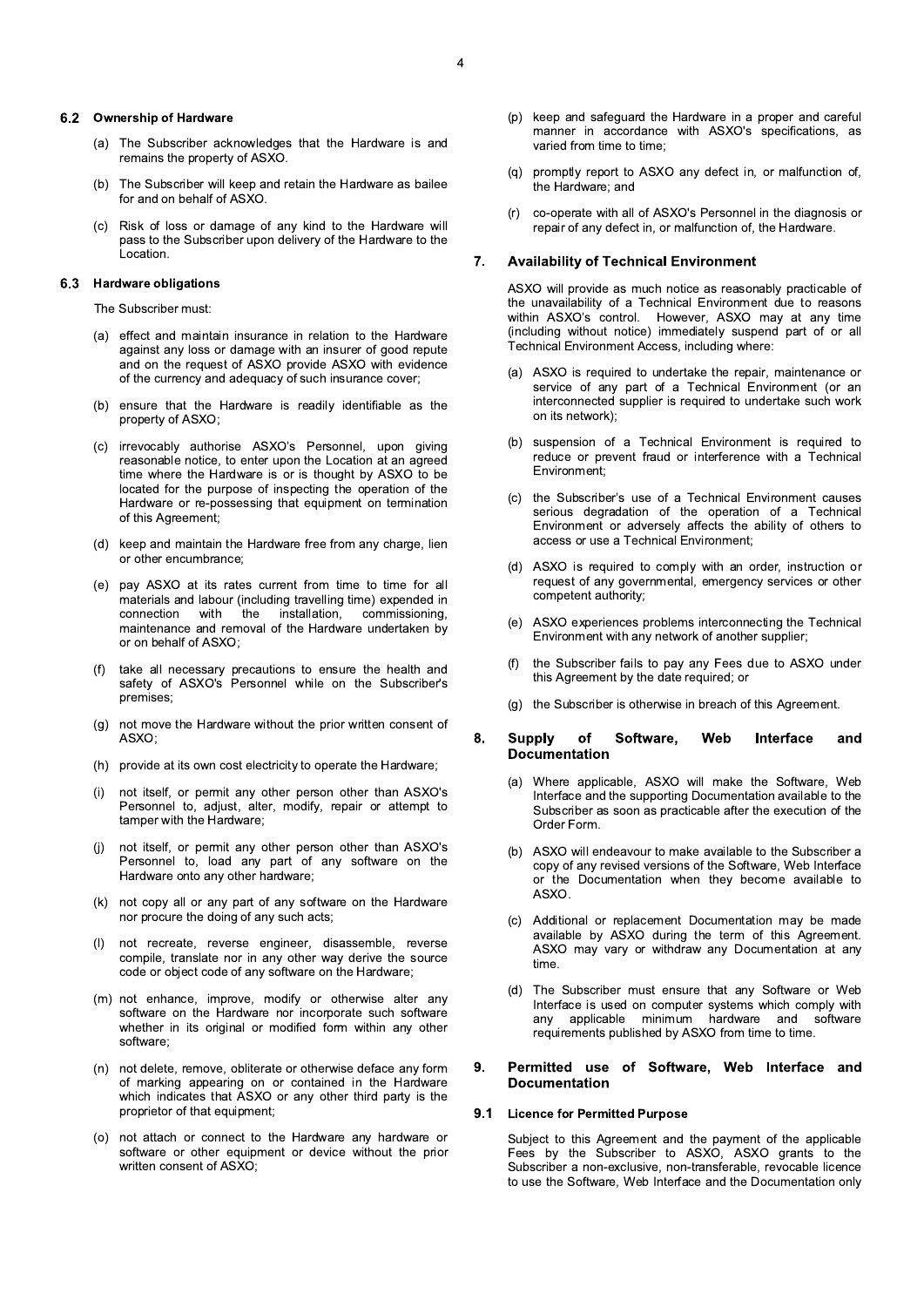### 6.2 Ownership of Hardware

(a) The Subscriber acknowledges that the Hardware is and remains the property of ASXO.

(b) The Subscriber will keep and retain the Hardware as bailee for and on behalf of ASXO.

(c) Risk of loss or damage of any kind to the Hardware will pass to the Subscriber upon delivery of the Hardware to the Location.

### 6.3 Hardware obligations

The Subscriber must:

(a) effect and maintain insurance in relation to the Hardware against any loss or damage with an insurer of good repute and on the request of ASXO provide ASXO with evidence of the currency and adequacy of such insurance cover;

(b) ensure that the Hardware is readily identifiable as the property of ASXO;

(c) irrevocably authorise ASXO's Personnel, upon giving reasonable notice, to enter upon the Location at an agreed time where the Hardware is or is thought by ASXO to be located for the purpose of inspecting the operation of the Hardware or re-possessing that equipment on termination of this Agreement;

(d) keep and maintain the Hardware free from any charge, lien or other encumbrance;

(e) pay ASXO at its rates current from time to time for all materials and labour (including travelling time) expended in connection with the installation, commissioning, maintenance and removal of the Hardware undertaken by or on behalf of ASXO;

(f) take all necessary precautions to ensure the health and safety of ASXO's Personnel while on the Subscriber's premises;

(g) not move the Hardware without the prior written consent of ASXO;

(h) provide at its own cost electricity to operate the Hardware;

(i) not itself, or permit any other person other than ASXO's Personnel to, adjust, alter, modify, repair or attempt to tamper with the Hardware;

(j) not itself, or permit any other person other than ASXO's Personnel to, load any part of any software on the Hardware onto any other hardware;

(k) not copy all or any part of any software on the Hardware nor procure the doing of any such acts;

(l) not recreate, reverse engineer, disassemble, reverse compile, translate nor in any other way derive the source code or object code of any software on the Hardware;

(m) not enhance, improve, modify or otherwise alter any software on the Hardware nor incorporate such software whether in its original or modified form within any other software;

(n) not delete, remove, obliterate or otherwise deface any form of marking appearing on or contained in the Hardware which indicates that ASXO or any other third party is the proprietor of that equipment;

(o) not attach or connect to the Hardware any hardware or software or other equipment or device without the prior written consent of ASXO;

(p) keep and safeguard the Hardware in a proper and careful manner in accordance with ASXO's specifications, as varied from time to time;

(q) promptly report to ASXO any defect in, or malfunction of, the Hardware; and

(r) co-operate with all of ASXO's Personnel in the diagnosis or repair of any defect in, or malfunction of, the Hardware.

## 7. Availability of Technical Environment

ASXO will provide as much notice as reasonably practicable of the unavailability of a Technical Environment due to reasons within ASXO's control. However, ASXO may at any time (including without notice) immediately suspend part of or all Technical Environment Access, including where:

(a) ASXO is required to undertake the repair, maintenance or service of any part of a Technical Environment (or an interconnected supplier is required to undertake such work on its network);

(b) suspension of a Technical Environment is required to reduce or prevent fraud or interference with a Technical Environment;

(c) the Subscriber's use of a Technical Environment causes serious degradation of the operation of a Technical Environment or adversely affects the ability of others to access or use a Technical Environment;

(d) ASXO is required to comply with an order, instruction or request of any governmental, emergency services or other competent authority;

(e) ASXO experiences problems interconnecting the Technical Environment with any network of another supplier;

(f) the Subscriber fails to pay any Fees due to ASXO under this Agreement by the date required; or

(g) the Subscriber is otherwise in breach of this Agreement.

## 8. Supply of Software, Web Interface and Documentation

(a) Where applicable, ASXO will make the Software, Web Interface and the supporting Documentation available to the Subscriber as soon as practicable after the execution of the Order Form.

(b) ASXO will endeavour to make available to the Subscriber a copy of any revised versions of the Software, Web Interface or the Documentation when they become available to ASXO.

(c) Additional or replacement Documentation may be made available by ASXO during the term of this Agreement. ASXO may vary or withdraw any Documentation at any time.

(d) The Subscriber must ensure that any Software or Web Interface is used on computer systems which comply with any applicable minimum hardware and software requirements published by ASXO from time to time.

## 9. Permitted use of Software, Web Interface and Documentation

### 9.1 Licence for Permitted Purpose

Subject to this Agreement and the payment of the applicable Fees by the Subscriber to ASXO, ASXO grants to the Subscriber a non-exclusive, non-transferable, revocable licence to use the Software, Web Interface and the Documentation only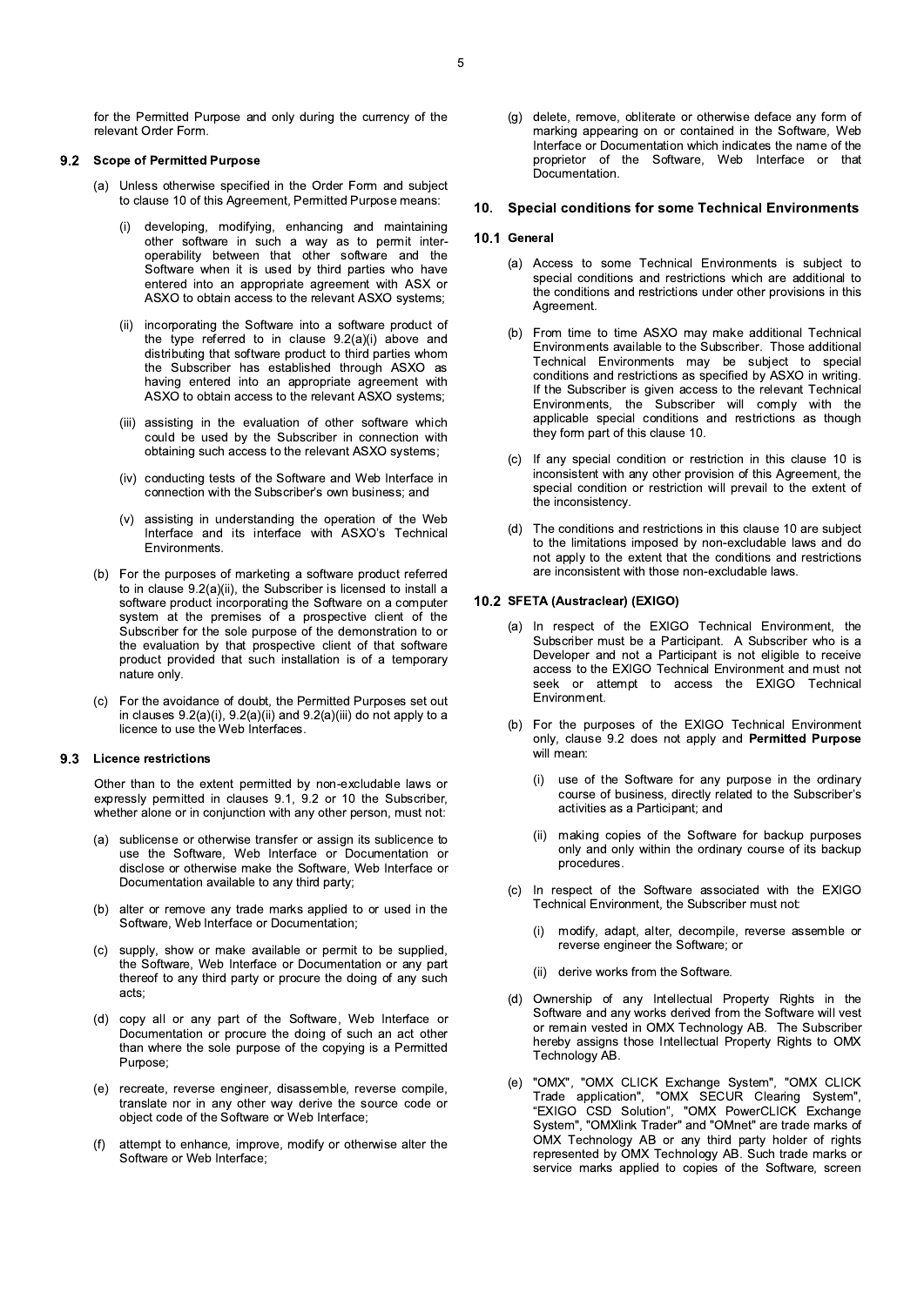for the Permitted Purpose and only during the currency of the relevant Order Form.

### 9.2 Scope of Permitted Purpose

(a) Unless otherwise specified in the Order Form and subject to clause 10 of this Agreement, Permitted Purpose means:

(i) developing, modifying, enhancing and maintaining other software in such a way as to permit inter-operability between that other software and the Software when it is used by third parties who have entered into an appropriate agreement with ASX or ASXO to obtain access to the relevant ASXO systems;

(ii) incorporating the Software into a software product of the type referred to in clause 9.2(a)(i) above and distributing that software product to third parties whom the Subscriber has established through ASXO as having entered into an appropriate agreement with ASXO to obtain access to the relevant ASXO systems;

(iii) assisting in the evaluation of other software which could be used by the Subscriber in connection with obtaining such access to the relevant ASXO systems;

(iv) conducting tests of the Software and Web Interface in connection with the Subscriber's own business; and

(v) assisting in understanding the operation of the Web Interface and its interface with ASXO's Technical Environments.

(b) For the purposes of marketing a software product referred to in clause 9.2(a)(ii), the Subscriber is licensed to install a software product incorporating the Software on a computer system at the premises of a prospective client of the Subscriber for the sole purpose of the demonstration to or the evaluation by that prospective client of that software product provided that such installation is of a temporary nature only.

(c) For the avoidance of doubt, the Permitted Purposes set out in clauses 9.2(a)(i), 9.2(a)(ii) and 9.2(a)(iii) do not apply to a licence to use the Web Interfaces.

### 9.3 Licence restrictions

Other than to the extent permitted by non-excludable laws or expressly permitted in clauses 9.1, 9.2 or 10 the Subscriber, whether alone or in conjunction with any other person, must not:

(a) sublicense or otherwise transfer or assign its sublicence to use the Software, Web Interface or Documentation or disclose or otherwise make the Software, Web Interface or Documentation available to any third party;

(b) alter or remove any trade marks applied to or used in the Software, Web Interface or Documentation;

(c) supply, show or make available or permit to be supplied, the Software, Web Interface or Documentation or any part thereof to any third party or procure the doing of any such acts;

(d) copy all or any part of the Software, Web Interface or Documentation or procure the doing of such an act other than where the sole purpose of the copying is a Permitted Purpose;

(e) recreate, reverse engineer, disassemble, reverse compile, translate nor in any other way derive the source code or object code of the Software or Web Interface;

(f) attempt to enhance, improve, modify or otherwise alter the Software or Web Interface;

(g) delete, remove, obliterate or otherwise deface any form of marking appearing on or contained in the Software, Web Interface or Documentation which indicates the name of the proprietor of the Software, Web Interface or that Documentation.

## 10. Special conditions for some Technical Environments

### 10.1 General

(a) Access to some Technical Environments is subject to special conditions and restrictions which are additional to the conditions and restrictions under other provisions in this Agreement.

(b) From time to time ASXO may make additional Technical Environments available to the Subscriber. Those additional Technical Environments may be subject to special conditions and restrictions as specified by ASXO in writing. If the Subscriber is given access to the relevant Technical Environments, the Subscriber will comply with the applicable special conditions and restrictions as though they form part of this clause 10.

(c) If any special condition or restriction in this clause 10 is inconsistent with any other provision of this Agreement, the special condition or restriction will prevail to the extent of the inconsistency.

(d) The conditions and restrictions in this clause 10 are subject to the limitations imposed by non-excludable laws and do not apply to the extent that the conditions and restrictions are inconsistent with those non-excludable laws.

### 10.2 SFETA (Austraclear) (EXIGO)

(a) In respect of the EXIGO Technical Environment, the Subscriber must be a Participant. A Subscriber who is a Developer and not a Participant is not eligible to receive access to the EXIGO Technical Environment and must not seek or attempt to access the EXIGO Technical Environment.

(b) For the purposes of the EXIGO Technical Environment only, clause 9.2 does not apply and **Permitted Purpose** will mean:

(i) use of the Software for any purpose in the ordinary course of business, directly related to the Subscriber's activities as a Participant; and

(ii) making copies of the Software for backup purposes only and only within the ordinary course of its backup procedures.

(c) In respect of the Software associated with the EXIGO Technical Environment, the Subscriber must not:

(i) modify, adapt, alter, decompile, reverse assemble or reverse engineer the Software; or

(ii) derive works from the Software.

(d) Ownership of any Intellectual Property Rights in the Software and any works derived from the Software will vest or remain vested in OMX Technology AB. The Subscriber hereby assigns those Intellectual Property Rights to OMX Technology AB.

(e) "OMX", "OMX CLICK Exchange System", "OMX CLICK Trade application", "OMX SECUR Clearing System", "EXIGO CSD Solution", "OMX PowerCLICK Exchange System", "OMXlink Trader" and "OMnet" are trade marks of OMX Technology AB or any third party holder of rights represented by OMX Technology AB. Such trade marks or service marks applied to copies of the Software, screen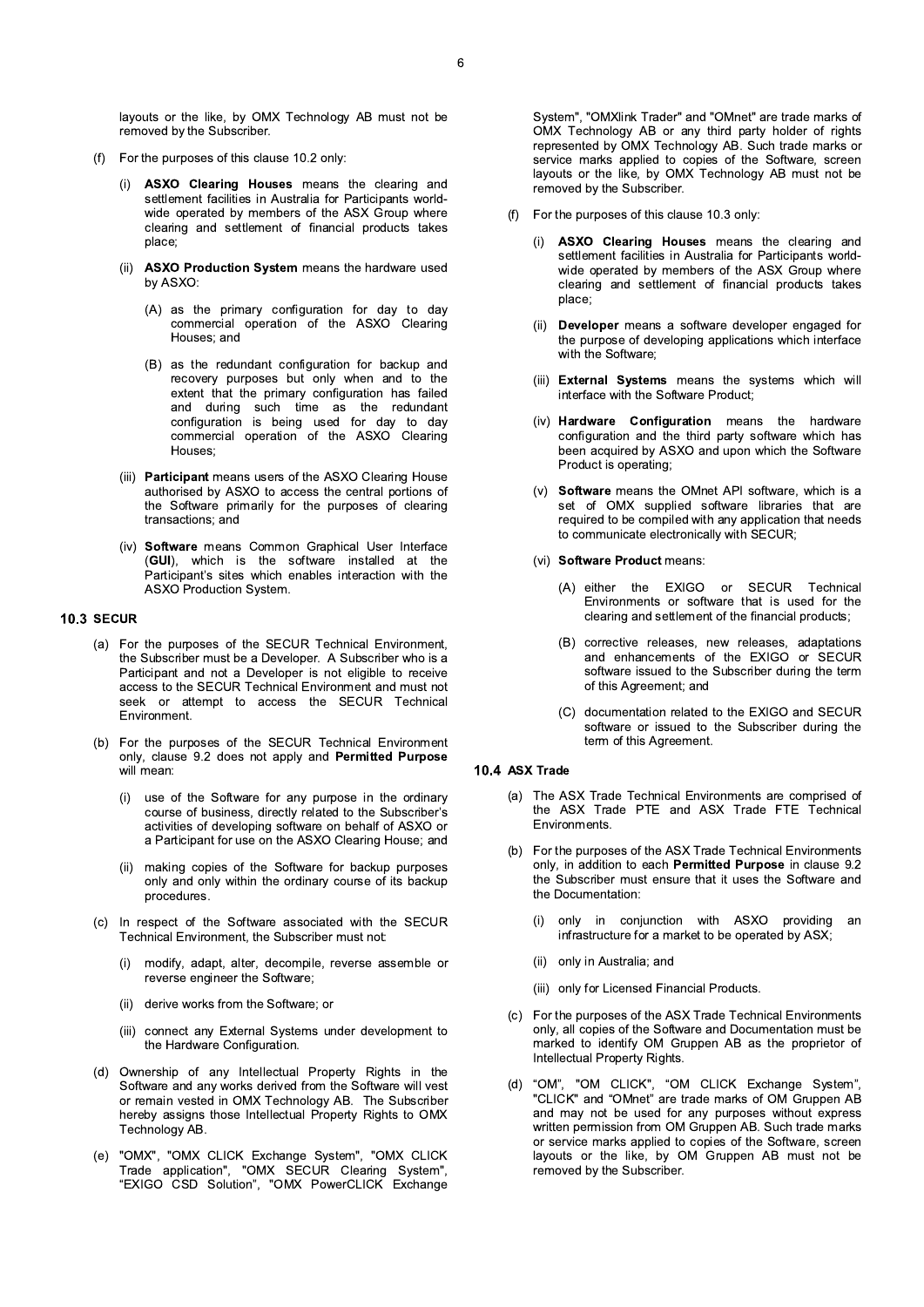layouts or the like, by OMX Technology AB must not be removed by the Subscriber.

(f) For the purposes of this clause 10.2 only:

(i) **ASXO Clearing Houses** means the clearing and settlement facilities in Australia for Participants world-wide operated by members of the ASX Group where clearing and settlement of financial products takes place;

(ii) **ASXO Production System** means the hardware used by ASXO:

(A) as the primary configuration for day to day commercial operation of the ASXO Clearing Houses; and

(B) as the redundant configuration for backup and recovery purposes but only when and to the extent that the primary configuration has failed and during such time as the redundant configuration is being used for day to day commercial operation of the ASXO Clearing Houses;

(iii) **Participant** means users of the ASXO Clearing House authorised by ASXO to access the central portions of the Software primarily for the purposes of clearing transactions; and

(iv) **Software** means Common Graphical User Interface (**GUI**), which is the software installed at the Participant's sites which enables interaction with the ASXO Production System.

## 10.3 SECUR

(a) For the purposes of the SECUR Technical Environment, the Subscriber must be a Developer. A Subscriber who is a Participant and not a Developer is not eligible to receive access to the SECUR Technical Environment and must not seek or attempt to access the SECUR Technical Environment.

(b) For the purposes of the SECUR Technical Environment only, clause 9.2 does not apply and **Permitted Purpose** will mean:

(i) use of the Software for any purpose in the ordinary course of business, directly related to the Subscriber's activities of developing software on behalf of ASXO or a Participant for use on the ASXO Clearing House; and

(ii) making copies of the Software for backup purposes only and only within the ordinary course of its backup procedures.

(c) In respect of the Software associated with the SECUR Technical Environment, the Subscriber must not:

(i) modify, adapt, alter, decompile, reverse assemble or reverse engineer the Software;

(ii) derive works from the Software; or

(iii) connect any External Systems under development to the Hardware Configuration.

(d) Ownership of any Intellectual Property Rights in the Software and any works derived from the Software will vest or remain vested in OMX Technology AB. The Subscriber hereby assigns those Intellectual Property Rights to OMX Technology AB.

(e) "OMX", "OMX CLICK Exchange System", "OMX CLICK Trade application", "OMX SECUR Clearing System", "EXIGO CSD Solution", "OMX PowerCLICK Exchange System", "OMXlink Trader" and "OMnet" are trade marks of OMX Technology AB or any third party holder of rights represented by OMX Technology AB. Such trade marks or service marks applied to copies of the Software, screen layouts or the like, by OMX Technology AB must not be removed by the Subscriber.

(f) For the purposes of this clause 10.3 only:

(i) **ASXO Clearing Houses** means the clearing and settlement facilities in Australia for Participants world-wide operated by members of the ASX Group where clearing and settlement of financial products takes place;

(ii) **Developer** means a software developer engaged for the purpose of developing applications which interface with the Software;

(iii) **External Systems** means the systems which will interface with the Software Product;

(iv) **Hardware Configuration** means the hardware configuration and the third party software which has been acquired by ASXO and upon which the Software Product is operating;

(v) **Software** means the OMnet API software, which is a set of OMX supplied software libraries that are required to be compiled with any application that needs to communicate electronically with SECUR;

(vi) **Software Product** means:

(A) either the EXIGO or SECUR Technical Environments or software that is used for the clearing and settlement of the financial products;

(B) corrective releases, new releases, adaptations and enhancements of the EXIGO or SECUR software issued to the Subscriber during the term of this Agreement; and

(C) documentation related to the EXIGO and SECUR software or issued to the Subscriber during the term of this Agreement.

## 10.4 ASX Trade

(a) The ASX Trade Technical Environments are comprised of the ASX Trade PTE and ASX Trade FTE Technical Environments.

(b) For the purposes of the ASX Trade Technical Environments only, in addition to each **Permitted Purpose** in clause 9.2 the Subscriber must ensure that it uses the Software and the Documentation:

(i) only in conjunction with ASXO providing an infrastructure for a market to be operated by ASX;

(ii) only in Australia; and

(iii) only for Licensed Financial Products.

(c) For the purposes of the ASX Trade Technical Environments only, all copies of the Software and Documentation must be marked to identify OM Gruppen AB as the proprietor of Intellectual Property Rights.

(d) "OM", "OM CLICK", "OM CLICK Exchange System", "CLICK" and "OMnet" are trade marks of OM Gruppen AB and may not be used for any purposes without express written permission from OM Gruppen AB. Such trade marks or service marks applied to copies of the Software, screen layouts or the like, by OM Gruppen AB must not be removed by the Subscriber.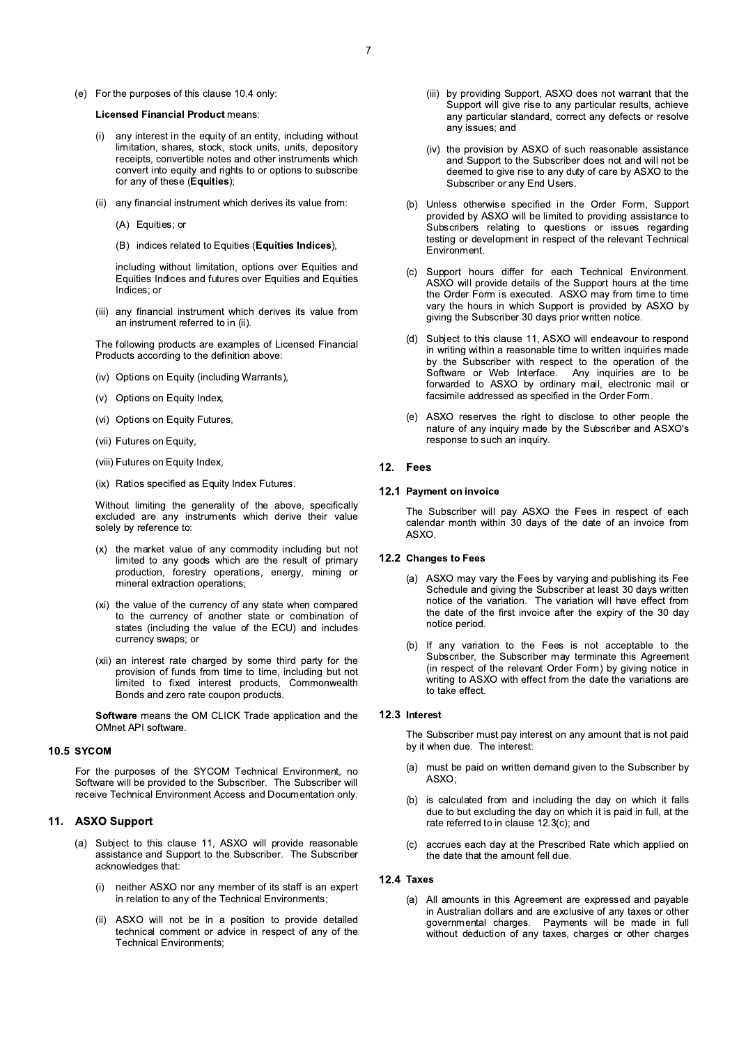(e) For the purposes of this clause 10.4 only:

**Licensed Financial Product** means:

(i) any interest in the equity of an entity, including without limitation, shares, stock, stock units, units, depository receipts, convertible notes and other instruments which convert into equity and rights to or options to subscribe for any of these (**Equities**);

(ii) any financial instrument which derives its value from:

(A) Equities; or

(B) indices related to Equities (**Equities Indices**),

including without limitation, options over Equities and Equities Indices and futures over Equities and Equities Indices; or

(iii) any financial instrument which derives its value from an instrument referred to in (ii).

The following products are examples of Licensed Financial Products according to the definition above:

(iv) Options on Equity (including Warrants),

(v) Options on Equity Index,

(vi) Options on Equity Futures,

(vii) Futures on Equity,

(viii) Futures on Equity Index,

(ix) Ratios specified as Equity Index Futures.

Without limiting the generality of the above, specifically excluded are any instruments which derive their value solely by reference to:

(x) the market value of any commodity including but not limited to any goods which are the result of primary production, forestry operations, energy, mining or mineral extraction operations;

(xi) the value of the currency of any state when compared to the currency of another state or combination of states (including the value of the ECU) and includes currency swaps; or

(xii) an interest rate charged by some third party for the provision of funds from time to time, including but not limited to fixed interest products, Commonwealth Bonds and zero rate coupon products.

**Software** means the OM CLICK Trade application and the OMnet API software.

### 10.5 SYCOM

For the purposes of the SYCOM Technical Environment, no Software will be provided to the Subscriber. The Subscriber will receive Technical Environment Access and Documentation only.

## 11. ASXO Support

(a) Subject to this clause 11, ASXO will provide reasonable assistance and Support to the Subscriber. The Subscriber acknowledges that:

(i) neither ASXO nor any member of its staff is an expert in relation to any of the Technical Environments;

(ii) ASXO will not be in a position to provide detailed technical comment or advice in respect of any of the Technical Environments;

(iii) by providing Support, ASXO does not warrant that the Support will give rise to any particular results, achieve any particular standard, correct any defects or resolve any issues; and

(iv) the provision by ASXO of such reasonable assistance and Support to the Subscriber does not and will not be deemed to give rise to any duty of care by ASXO to the Subscriber or any End Users.

(b) Unless otherwise specified in the Order Form, Support provided by ASXO will be limited to providing assistance to Subscribers relating to questions or issues regarding testing or development in respect of the relevant Technical Environment.

(c) Support hours differ for each Technical Environment. ASXO will provide details of the Support hours at the time the Order Form is executed. ASXO may from time to time vary the hours in which Support is provided by ASXO by giving the Subscriber 30 days prior written notice.

(d) Subject to this clause 11, ASXO will endeavour to respond in writing within a reasonable time to written inquiries made by the Subscriber with respect to the operation of the Software or Web Interface. Any inquiries are to be forwarded to ASXO by ordinary mail, electronic mail or facsimile addressed as specified in the Order Form.

(e) ASXO reserves the right to disclose to other people the nature of any inquiry made by the Subscriber and ASXO's response to such an inquiry.

## 12. Fees

### 12.1 Payment on invoice

The Subscriber will pay ASXO the Fees in respect of each calendar month within 30 days of the date of an invoice from ASXO.

### 12.2 Changes to Fees

(a) ASXO may vary the Fees by varying and publishing its Fee Schedule and giving the Subscriber at least 30 days written notice of the variation. The variation will have effect from the date of the first invoice after the expiry of the 30 day notice period.

(b) If any variation to the Fees is not acceptable to the Subscriber, the Subscriber may terminate this Agreement (in respect of the relevant Order Form) by giving notice in writing to ASXO with effect from the date the variations are to take effect.

### 12.3 Interest

The Subscriber must pay interest on any amount that is not paid by it when due. The interest:

(a) must be paid on written demand given to the Subscriber by ASXO;

(b) is calculated from and including the day on which it falls due to but excluding the day on which it is paid in full, at the rate referred to in clause 12.3(c); and

(c) accrues each day at the Prescribed Rate which applied on the date that the amount fell due.

### 12.4 Taxes

(a) All amounts in this Agreement are expressed and payable in Australian dollars and are exclusive of any taxes or other governmental charges. Payments will be made in full without deduction of any taxes, charges or other charges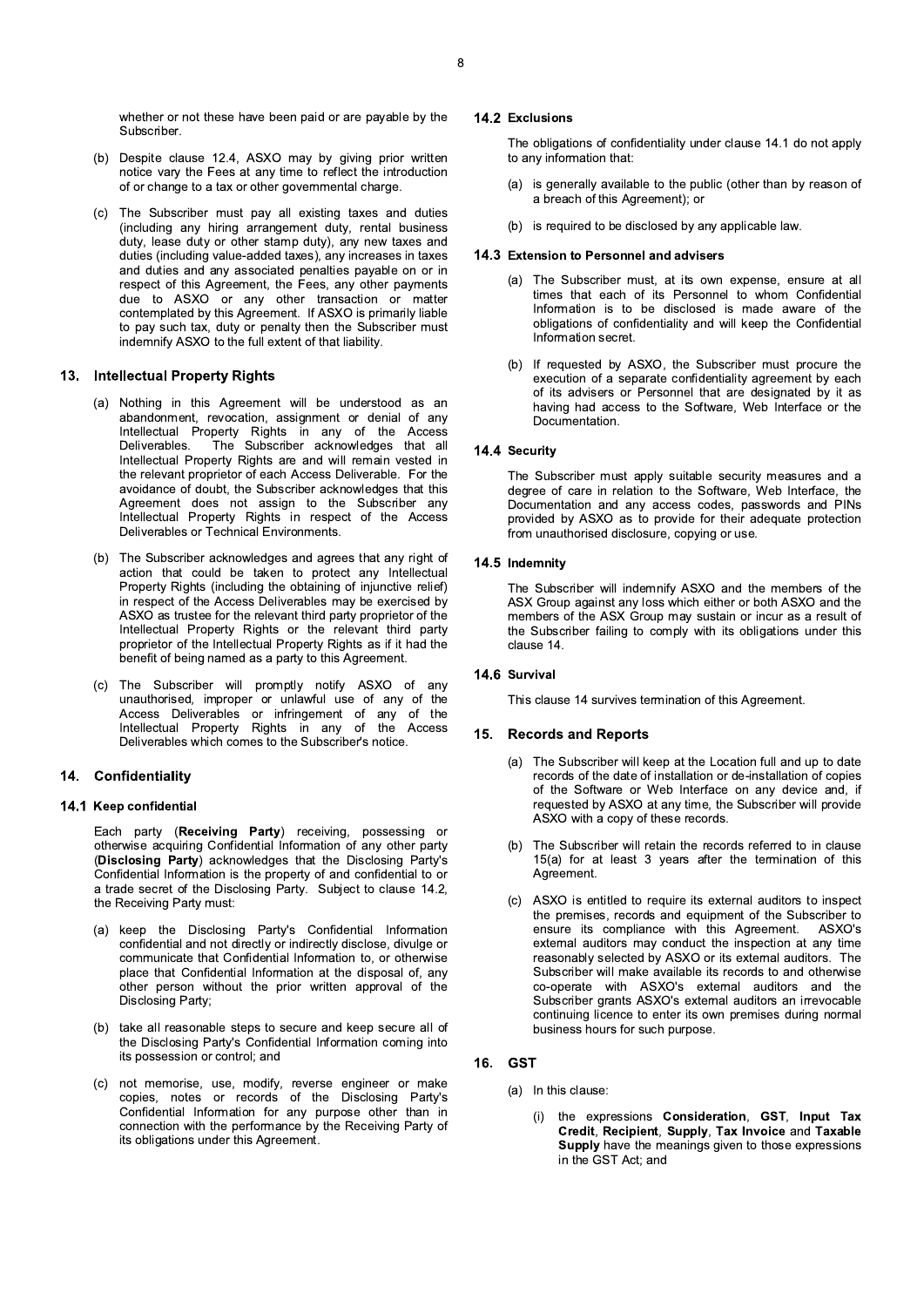whether or not these have been paid or are payable by the Subscriber.

(b) Despite clause 12.4, ASXO may by giving prior written notice vary the Fees at any time to reflect the introduction of or change to a tax or other governmental charge.

(c) The Subscriber must pay all existing taxes and duties (including any hiring arrangement duty, rental business duty, lease duty or other stamp duty), any new taxes and duties (including value-added taxes), any increases in taxes and duties and any associated penalties payable on or in respect of this Agreement, the Fees, any other payments due to ASXO or any other transaction or matter contemplated by this Agreement. If ASXO is primarily liable to pay such tax, duty or penalty then the Subscriber must indemnify ASXO to the full extent of that liability.

## 13. Intellectual Property Rights

(a) Nothing in this Agreement will be understood as an abandonment, revocation, assignment or denial of any Intellectual Property Rights in any of the Access Deliverables. The Subscriber acknowledges that all Intellectual Property Rights are and will remain vested in the relevant proprietor of each Access Deliverable. For the avoidance of doubt, the Subscriber acknowledges that this Agreement does not assign to the Subscriber any Intellectual Property Rights in respect of the Access Deliverables or Technical Environments.

(b) The Subscriber acknowledges and agrees that any right of action that could be taken to protect any Intellectual Property Rights (including the obtaining of injunctive relief) in respect of the Access Deliverables may be exercised by ASXO as trustee for the relevant third party proprietor of the Intellectual Property Rights or the relevant third party proprietor of the Intellectual Property Rights as if it had the benefit of being named as a party to this Agreement.

(c) The Subscriber will promptly notify ASXO of any unauthorised, improper or unlawful use of any of the Access Deliverables or infringement of any of the Intellectual Property Rights in any of the Access Deliverables which comes to the Subscriber's notice.

## 14. Confidentiality

### 14.1 Keep confidential

Each party (**Receiving Party**) receiving, possessing or otherwise acquiring Confidential Information of any other party (**Disclosing Party**) acknowledges that the Disclosing Party's Confidential Information is the property of and confidential to or a trade secret of the Disclosing Party. Subject to clause 14.2, the Receiving Party must:

(a) keep the Disclosing Party's Confidential Information confidential and not directly or indirectly disclose, divulge or communicate that Confidential Information to, or otherwise place that Confidential Information at the disposal of, any other person without the prior written approval of the Disclosing Party;

(b) take all reasonable steps to secure and keep secure all of the Disclosing Party's Confidential Information coming into its possession or control; and

(c) not memorise, use, modify, reverse engineer or make copies, notes or records of the Disclosing Party's Confidential Information for any purpose other than in connection with the performance by the Receiving Party of its obligations under this Agreement.

### 14.2 Exclusions

The obligations of confidentiality under clause 14.1 do not apply to any information that:

(a) is generally available to the public (other than by reason of a breach of this Agreement); or

(b) is required to be disclosed by any applicable law.

### 14.3 Extension to Personnel and advisers

(a) The Subscriber must, at its own expense, ensure at all times that each of its Personnel to whom Confidential Information is to be disclosed is made aware of the obligations of confidentiality and will keep the Confidential Information secret.

(b) If requested by ASXO, the Subscriber must procure the execution of a separate confidentiality agreement by each of its advisers or Personnel that are designated by it as having had access to the Software, Web Interface or the Documentation.

### 14.4 Security

The Subscriber must apply suitable security measures and a degree of care in relation to the Software, Web Interface, the Documentation and any access codes, passwords and PINs provided by ASXO as to provide for their adequate protection from unauthorised disclosure, copying or use.

### 14.5 Indemnity

The Subscriber will indemnify ASXO and the members of the ASX Group against any loss which either or both ASXO and the members of the ASX Group may sustain or incur as a result of the Subscriber failing to comply with its obligations under this clause 14.

### 14.6 Survival

This clause 14 survives termination of this Agreement.

## 15. Records and Reports

(a) The Subscriber will keep at the Location full and up to date records of the date of installation or de-installation of copies of the Software or Web Interface on any device and, if requested by ASXO at any time, the Subscriber will provide ASXO with a copy of these records.

(b) The Subscriber will retain the records referred to in clause 15(a) for at least 3 years after the termination of this Agreement.

(c) ASXO is entitled to require its external auditors to inspect the premises, records and equipment of the Subscriber to ensure its compliance with this Agreement. ASXO's external auditors may conduct the inspection at any time reasonably selected by ASXO or its external auditors. The Subscriber will make available its records to and otherwise co-operate with ASXO's external auditors and the Subscriber grants ASXO's external auditors an irrevocable continuing licence to enter its own premises during normal business hours for such purpose.

## 16. GST

(a) In this clause:

(i) the expressions **Consideration**, **GST**, **Input Tax Credit**, **Recipient**, **Supply**, **Tax Invoice** and **Taxable Supply** have the meanings given to those expressions in the GST Act; and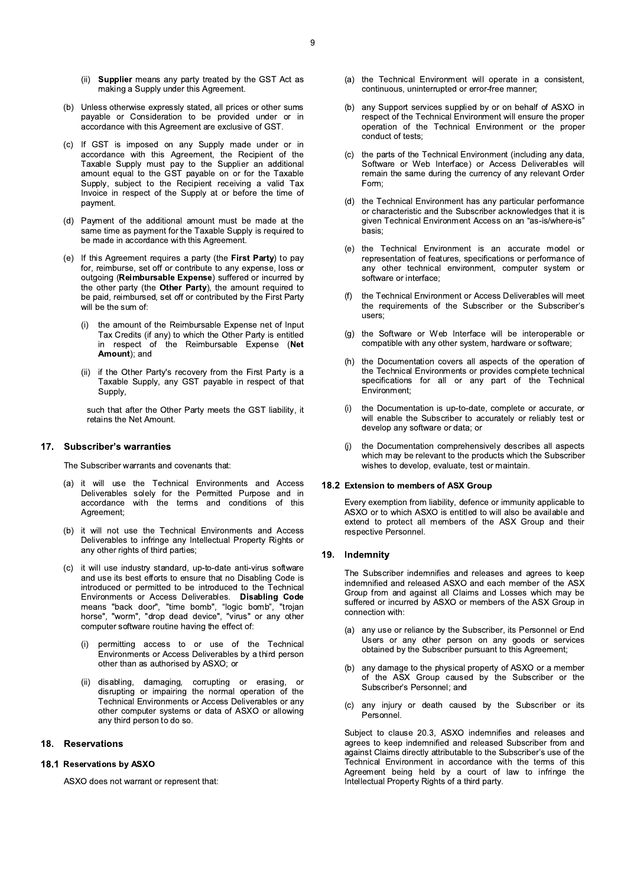(ii) **Supplier** means any party treated by the GST Act as making a Supply under this Agreement.

(b) Unless otherwise expressly stated, all prices or other sums payable or Consideration to be provided under or in accordance with this Agreement are exclusive of GST.

(c) If GST is imposed on any Supply made under or in accordance with this Agreement, the Recipient of the Taxable Supply must pay to the Supplier an additional amount equal to the GST payable on or for the Taxable Supply, subject to the Recipient receiving a valid Tax Invoice in respect of the Supply at or before the time of payment.

(d) Payment of the additional amount must be made at the same time as payment for the Taxable Supply is required to be made in accordance with this Agreement.

(e) If this Agreement requires a party (the **First Party**) to pay for, reimburse, set off or contribute to any expense, loss or outgoing (**Reimbursable Expense**) suffered or incurred by the other party (the **Other Party**), the amount required to be paid, reimbursed, set off or contributed by the First Party will be the sum of:

(i) the amount of the Reimbursable Expense net of Input Tax Credits (if any) to which the Other Party is entitled in respect of the Reimbursable Expense (**Net Amount**); and

(ii) if the Other Party's recovery from the First Party is a Taxable Supply, any GST payable in respect of that Supply,

such that after the Other Party meets the GST liability, it retains the Net Amount.

## 17. Subscriber's warranties

The Subscriber warrants and covenants that:

(a) it will use the Technical Environments and Access Deliverables solely for the Permitted Purpose and in accordance with the terms and conditions of this Agreement;

(b) it will not use the Technical Environments and Access Deliverables to infringe any Intellectual Property Rights or any other rights of third parties;

(c) it will use industry standard, up-to-date anti-virus software and use its best efforts to ensure that no Disabling Code is introduced or permitted to be introduced to the Technical Environments or Access Deliverables. **Disabling Code** means "back door", "time bomb", "logic bomb", "trojan horse", "worm", "drop dead device", "virus" or any other computer software routine having the effect of:

(i) permitting access to or use of the Technical Environments or Access Deliverables by a third person other than as authorised by ASXO; or

(ii) disabling, damaging, corrupting or erasing, or disrupting or impairing the normal operation of the Technical Environments or Access Deliverables or any other computer systems or data of ASXO or allowing any third person to do so.

## 18. Reservations

### 18.1 Reservations by ASXO

ASXO does not warrant or represent that:

(a) the Technical Environment will operate in a consistent, continuous, uninterrupted or error-free manner;

(b) any Support services supplied by or on behalf of ASXO in respect of the Technical Environment will ensure the proper operation of the Technical Environment or the proper conduct of tests;

(c) the parts of the Technical Environment (including any data, Software or Web Interface) or Access Deliverables will remain the same during the currency of any relevant Order Form;

(d) the Technical Environment has any particular performance or characteristic and the Subscriber acknowledges that it is given Technical Environment Access on an "as-is/where-is" basis;

(e) the Technical Environment is an accurate model or representation of features, specifications or performance of any other technical environment, computer system or software or interface;

(f) the Technical Environment or Access Deliverables will meet the requirements of the Subscriber or the Subscriber's users;

(g) the Software or Web Interface will be interoperable or compatible with any other system, hardware or software;

(h) the Documentation covers all aspects of the operation of the Technical Environments or provides complete technical specifications for all or any part of the Technical Environment;

(i) the Documentation is up-to-date, complete or accurate, or will enable the Subscriber to accurately or reliably test or develop any software or data; or

(j) the Documentation comprehensively describes all aspects which may be relevant to the products which the Subscriber wishes to develop, evaluate, test or maintain.

### 18.2 Extension to members of ASX Group

Every exemption from liability, defence or immunity applicable to ASXO or to which ASXO is entitled to will also be available and extend to protect all members of the ASX Group and their respective Personnel.

## 19. Indemnity

The Subscriber indemnifies and releases and agrees to keep indemnified and released ASXO and each member of the ASX Group from and against all Claims and Losses which may be suffered or incurred by ASXO or members of the ASX Group in connection with:

(a) any use or reliance by the Subscriber, its Personnel or End Users or any other person on any goods or services obtained by the Subscriber pursuant to this Agreement;

(b) any damage to the physical property of ASXO or a member of the ASX Group caused by the Subscriber or the Subscriber's Personnel; and

(c) any injury or death caused by the Subscriber or its Personnel.

Subject to clause 20.3, ASXO indemnifies and releases and agrees to keep indemnified and released Subscriber from and against Claims directly attributable to the Subscriber's use of the Technical Environment in accordance with the terms of this Agreement being held by a court of law to infringe the Intellectual Property Rights of a third party.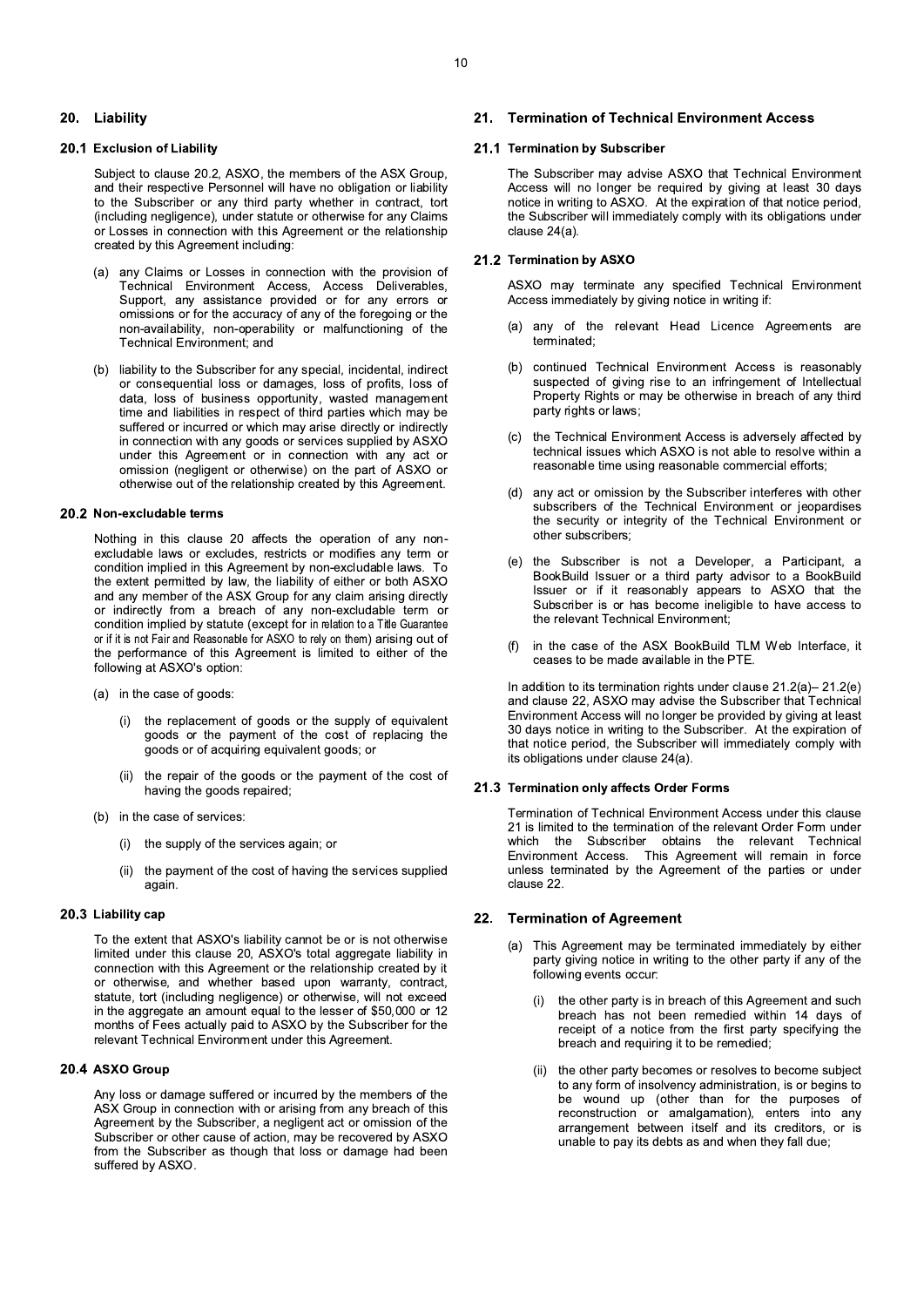## 20. Liability

### 20.1 Exclusion of Liability

Subject to clause 20.2, ASXO, the members of the ASX Group, and their respective Personnel will have no obligation or liability to the Subscriber or any third party whether in contract, tort (including negligence), under statute or otherwise for any Claims or Losses in connection with this Agreement or the relationship created by this Agreement including:

(a) any Claims or Losses in connection with the provision of Technical Environment Access, Access Deliverables, Support, any assistance provided or for any errors or omissions or for the accuracy of any of the foregoing or the non-availability, non-operability or malfunctioning of the Technical Environment; and

(b) liability to the Subscriber for any special, incidental, indirect or consequential loss or damages, loss of profits, loss of data, loss of business opportunity, wasted management time and liabilities in respect of third parties which may be suffered or incurred or which may arise directly or indirectly in connection with any goods or services supplied by ASXO under this Agreement or in connection with any act or omission (negligent or otherwise) on the part of ASXO or otherwise out of the relationship created by this Agreement.

### 20.2 Non-excludable terms

Nothing in this clause 20 affects the operation of any non-excludable laws or excludes, restricts or modifies any term or condition implied in this Agreement by non-excludable laws. To the extent permitted by law, the liability of either or both ASXO and any member of the ASX Group for any claim arising directly or indirectly from a breach of any non-excludable term or condition implied by statute (except for in relation to a Title Guarantee or if it is not Fair and Reasonable for ASXO to rely on them) arising out of the performance of this Agreement is limited to either of the following at ASXO's option:

(a) in the case of goods:

(i) the replacement of goods or the supply of equivalent goods or the payment of the cost of replacing the goods or of acquiring equivalent goods; or

(ii) the repair of the goods or the payment of the cost of having the goods repaired;

(b) in the case of services:

(i) the supply of the services again; or

(ii) the payment of the cost of having the services supplied again.

### 20.3 Liability cap

To the extent that ASXO's liability cannot be or is not otherwise limited under this clause 20, ASXO's total aggregate liability in connection with this Agreement or the relationship created by it or otherwise, and whether based upon warranty, contract, statute, tort (including negligence) or otherwise, will not exceed in the aggregate an amount equal to the lesser of $50,000 or 12 months of Fees actually paid to ASXO by the Subscriber for the relevant Technical Environment under this Agreement.

### 20.4 ASXO Group

Any loss or damage suffered or incurred by the members of the ASX Group in connection with or arising from any breach of this Agreement by the Subscriber, a negligent act or omission of the Subscriber or other cause of action, may be recovered by ASXO from the Subscriber as though that loss or damage had been suffered by ASXO.

## 21. Termination of Technical Environment Access

### 21.1 Termination by Subscriber

The Subscriber may advise ASXO that Technical Environment Access will no longer be required by giving at least 30 days notice in writing to ASXO. At the expiration of that notice period, the Subscriber will immediately comply with its obligations under clause 24(a).

### 21.2 Termination by ASXO

ASXO may terminate any specified Technical Environment Access immediately by giving notice in writing if:

(a) any of the relevant Head Licence Agreements are terminated;

(b) continued Technical Environment Access is reasonably suspected of giving rise to an infringement of Intellectual Property Rights or may be otherwise in breach of any third party rights or laws;

(c) the Technical Environment Access is adversely affected by technical issues which ASXO is not able to resolve within a reasonable time using reasonable commercial efforts;

(d) any act or omission by the Subscriber interferes with other subscribers of the Technical Environment or jeopardises the security or integrity of the Technical Environment or other subscribers;

(e) the Subscriber is not a Developer, a Participant, a BookBuild Issuer or a third party advisor to a BookBuild Issuer or if it reasonably appears to ASXO that the Subscriber is or has become ineligible to have access to the relevant Technical Environment;

(f) in the case of the ASX BookBuild TLM Web Interface, it ceases to be made available in the PTE.

In addition to its termination rights under clause 21.2(a)– 21.2(e) and clause 22, ASXO may advise the Subscriber that Technical Environment Access will no longer be provided by giving at least 30 days notice in writing to the Subscriber. At the expiration of that notice period, the Subscriber will immediately comply with its obligations under clause 24(a).

### 21.3 Termination only affects Order Forms

Termination of Technical Environment Access under this clause 21 is limited to the termination of the relevant Order Form under which the Subscriber obtains the relevant Technical Environment Access. This Agreement will remain in force unless terminated by the Agreement of the parties or under clause 22.

## 22. Termination of Agreement

(a) This Agreement may be terminated immediately by either party giving notice in writing to the other party if any of the following events occur:

(i) the other party is in breach of this Agreement and such breach has not been remedied within 14 days of receipt of a notice from the first party specifying the breach and requiring it to be remedied;

(ii) the other party becomes or resolves to become subject to any form of insolvency administration, is or begins to be wound up (other than for the purposes of reconstruction or amalgamation), enters into any arrangement between itself and its creditors, or is unable to pay its debts as and when they fall due;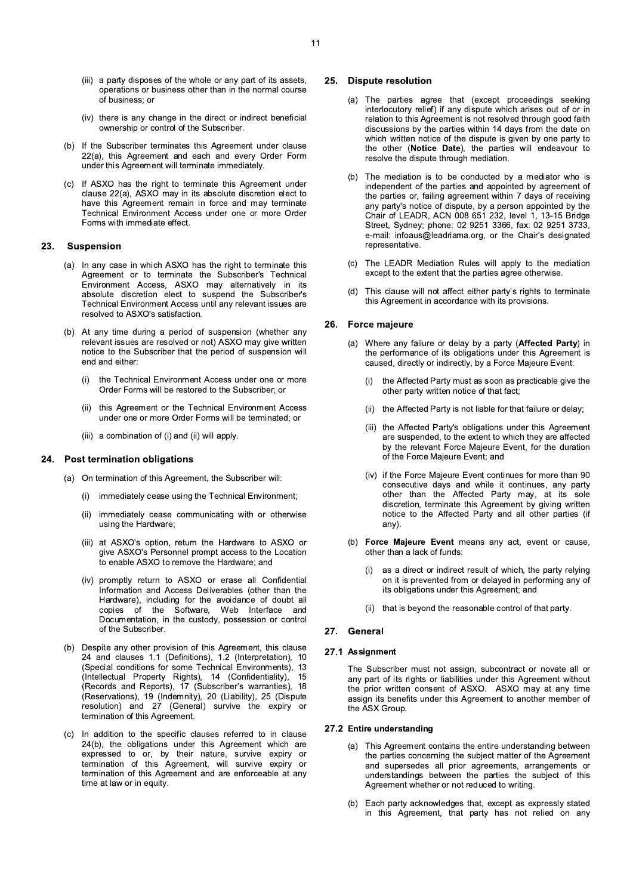(iii) a party disposes of the whole or any part of its assets, operations or business other than in the normal course of business; or

(iv) there is any change in the direct or indirect beneficial ownership or control of the Subscriber.

(b) If the Subscriber terminates this Agreement under clause 22(a), this Agreement and each and every Order Form under this Agreement will terminate immediately.

(c) If ASXO has the right to terminate this Agreement under clause 22(a), ASXO may in its absolute discretion elect to have this Agreement remain in force and may terminate Technical Environment Access under one or more Order Forms with immediate effect.

## 23. Suspension

(a) In any case in which ASXO has the right to terminate this Agreement or to terminate the Subscriber's Technical Environment Access, ASXO may alternatively in its absolute discretion elect to suspend the Subscriber's Technical Environment Access until any relevant issues are resolved to ASXO's satisfaction.

(b) At any time during a period of suspension (whether any relevant issues are resolved or not) ASXO may give written notice to the Subscriber that the period of suspension will end and either:

(i) the Technical Environment Access under one or more Order Forms will be restored to the Subscriber; or

(ii) this Agreement or the Technical Environment Access under one or more Order Forms will be terminated; or

(iii) a combination of (i) and (ii) will apply.

## 24. Post termination obligations

(a) On termination of this Agreement, the Subscriber will:

(i) immediately cease using the Technical Environment;

(ii) immediately cease communicating with or otherwise using the Hardware;

(iii) at ASXO's option, return the Hardware to ASXO or give ASXO's Personnel prompt access to the Location to enable ASXO to remove the Hardware; and

(iv) promptly return to ASXO or erase all Confidential Information and Access Deliverables (other than the Hardware), including for the avoidance of doubt all copies of the Software, Web Interface and Documentation, in the custody, possession or control of the Subscriber.

(b) Despite any other provision of this Agreement, this clause 24 and clauses 1.1 (Definitions), 1.2 (Interpretation), 10 (Special conditions for some Technical Environments), 13 (Intellectual Property Rights), 14 (Confidentiality), 15 (Records and Reports), 17 (Subscriber's warranties), 18 (Reservations), 19 (Indemnity), 20 (Liability), 25 (Dispute resolution) and 27 (General) survive the expiry or termination of this Agreement.

(c) In addition to the specific clauses referred to in clause 24(b), the obligations under this Agreement which are expressed to or, by their nature, survive expiry or termination of this Agreement, will survive expiry or termination of this Agreement and are enforceable at any time at law or in equity.

## 25. Dispute resolution

(a) The parties agree that (except proceedings seeking interlocutory relief) if any dispute which arises out of or in relation to this Agreement is not resolved through good faith discussions by the parties within 14 days from the date on which written notice of the dispute is given by one party to the other (**Notice Date**), the parties will endeavour to resolve the dispute through mediation.

(b) The mediation is to be conducted by a mediator who is independent of the parties and appointed by agreement of the parties or, failing agreement within 7 days of receiving any party's notice of dispute, by a person appointed by the Chair of LEADR, ACN 008 651 232, level 1, 13-15 Bridge Street, Sydney; phone: 02 9251 3366, fax: 02 9251 3733, e-mail: infoaus@leadriama.org, or the Chair's designated representative.

(c) The LEADR Mediation Rules will apply to the mediation except to the extent that the parties agree otherwise.

(d) This clause will not affect either party's rights to terminate this Agreement in accordance with its provisions.

## 26. Force majeure

(a) Where any failure or delay by a party (**Affected Party**) in the performance of its obligations under this Agreement is caused, directly or indirectly, by a Force Majeure Event:

(i) the Affected Party must as soon as practicable give the other party written notice of that fact;

(ii) the Affected Party is not liable for that failure or delay;

(iii) the Affected Party's obligations under this Agreement are suspended, to the extent to which they are affected by the relevant Force Majeure Event, for the duration of the Force Majeure Event; and

(iv) if the Force Majeure Event continues for more than 90 consecutive days and while it continues, any party other than the Affected Party may, at its sole discretion, terminate this Agreement by giving written notice to the Affected Party and all other parties (if any).

(b) **Force Majeure Event** means any act, event or cause, other than a lack of funds:

(i) as a direct or indirect result of which, the party relying on it is prevented from or delayed in performing any of its obligations under this Agreement; and

(ii) that is beyond the reasonable control of that party.

## 27. General

### 27.1 Assignment

The Subscriber must not assign, subcontract or novate all or any part of its rights or liabilities under this Agreement without the prior written consent of ASXO. ASXO may at any time assign its benefits under this Agreement to another member of the ASX Group.

### 27.2 Entire understanding

(a) This Agreement contains the entire understanding between the parties concerning the subject matter of the Agreement and supersedes all prior agreements, arrangements or understandings between the parties the subject of this Agreement whether or not reduced to writing.

(b) Each party acknowledges that, except as expressly stated in this Agreement, that party has not relied on any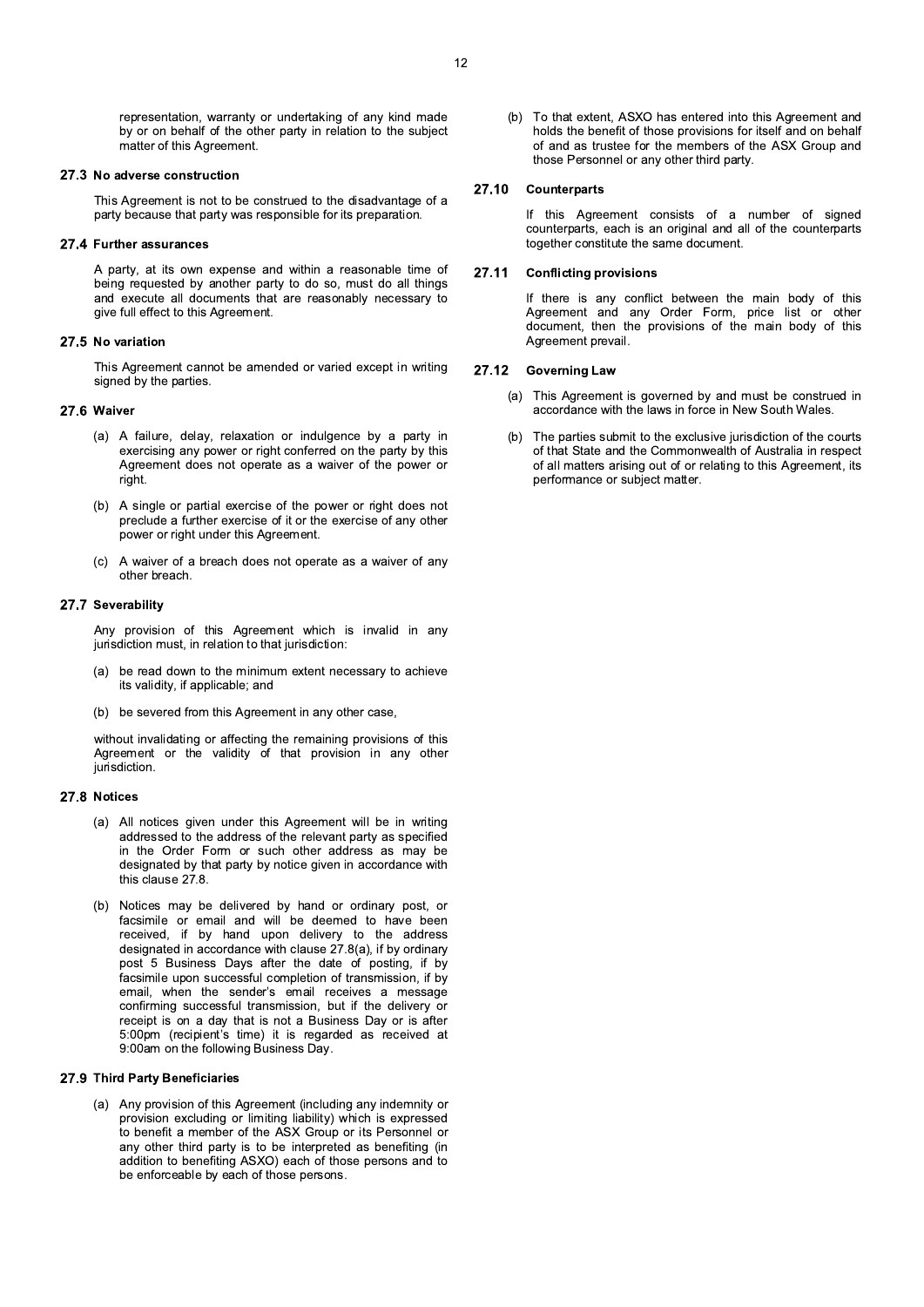representation, warranty or undertaking of any kind made by or on behalf of the other party in relation to the subject matter of this Agreement.

### 27.3 No adverse construction

This Agreement is not to be construed to the disadvantage of a party because that party was responsible for its preparation.

### 27.4 Further assurances

A party, at its own expense and within a reasonable time of being requested by another party to do so, must do all things and execute all documents that are reasonably necessary to give full effect to this Agreement.

### 27.5 No variation

This Agreement cannot be amended or varied except in writing signed by the parties.

### 27.6 Waiver

(a) A failure, delay, relaxation or indulgence by a party in exercising any power or right conferred on the party by this Agreement does not operate as a waiver of the power or right.

(b) A single or partial exercise of the power or right does not preclude a further exercise of it or the exercise of any other power or right under this Agreement.

(c) A waiver of a breach does not operate as a waiver of any other breach.

### 27.7 Severability

Any provision of this Agreement which is invalid in any jurisdiction must, in relation to that jurisdiction:

(a) be read down to the minimum extent necessary to achieve its validity, if applicable; and

(b) be severed from this Agreement in any other case,

without invalidating or affecting the remaining provisions of this Agreement or the validity of that provision in any other jurisdiction.

### 27.8 Notices

(a) All notices given under this Agreement will be in writing addressed to the address of the relevant party as specified in the Order Form or such other address as may be designated by that party by notice given in accordance with this clause 27.8.

(b) Notices may be delivered by hand or ordinary post, or facsimile or email and will be deemed to have been received, if by hand upon delivery to the address designated in accordance with clause 27.8(a), if by ordinary post 5 Business Days after the date of posting, if by facsimile upon successful completion of transmission, if by email, when the sender's email receives a message confirming successful transmission, but if the delivery or receipt is on a day that is not a Business Day or is after 5:00pm (recipient's time) it is regarded as received at 9:00am on the following Business Day.

### 27.9 Third Party Beneficiaries

(a) Any provision of this Agreement (including any indemnity or provision excluding or limiting liability) which is expressed to benefit a member of the ASX Group or its Personnel or any other third party is to be interpreted as benefiting (in addition to benefiting ASXO) each of those persons and to be enforceable by each of those persons.

(b) To that extent, ASXO has entered into this Agreement and holds the benefit of those provisions for itself and on behalf of and as trustee for the members of the ASX Group and those Personnel or any other third party.

### 27.10 Counterparts

If this Agreement consists of a number of signed counterparts, each is an original and all of the counterparts together constitute the same document.

### 27.11 Conflicting provisions

If there is any conflict between the main body of this Agreement and any Order Form, price list or other document, then the provisions of the main body of this Agreement prevail.

### 27.12 Governing Law

(a) This Agreement is governed by and must be construed in accordance with the laws in force in New South Wales.

(b) The parties submit to the exclusive jurisdiction of the courts of that State and the Commonwealth of Australia in respect of all matters arising out of or relating to this Agreement, its performance or subject matter.